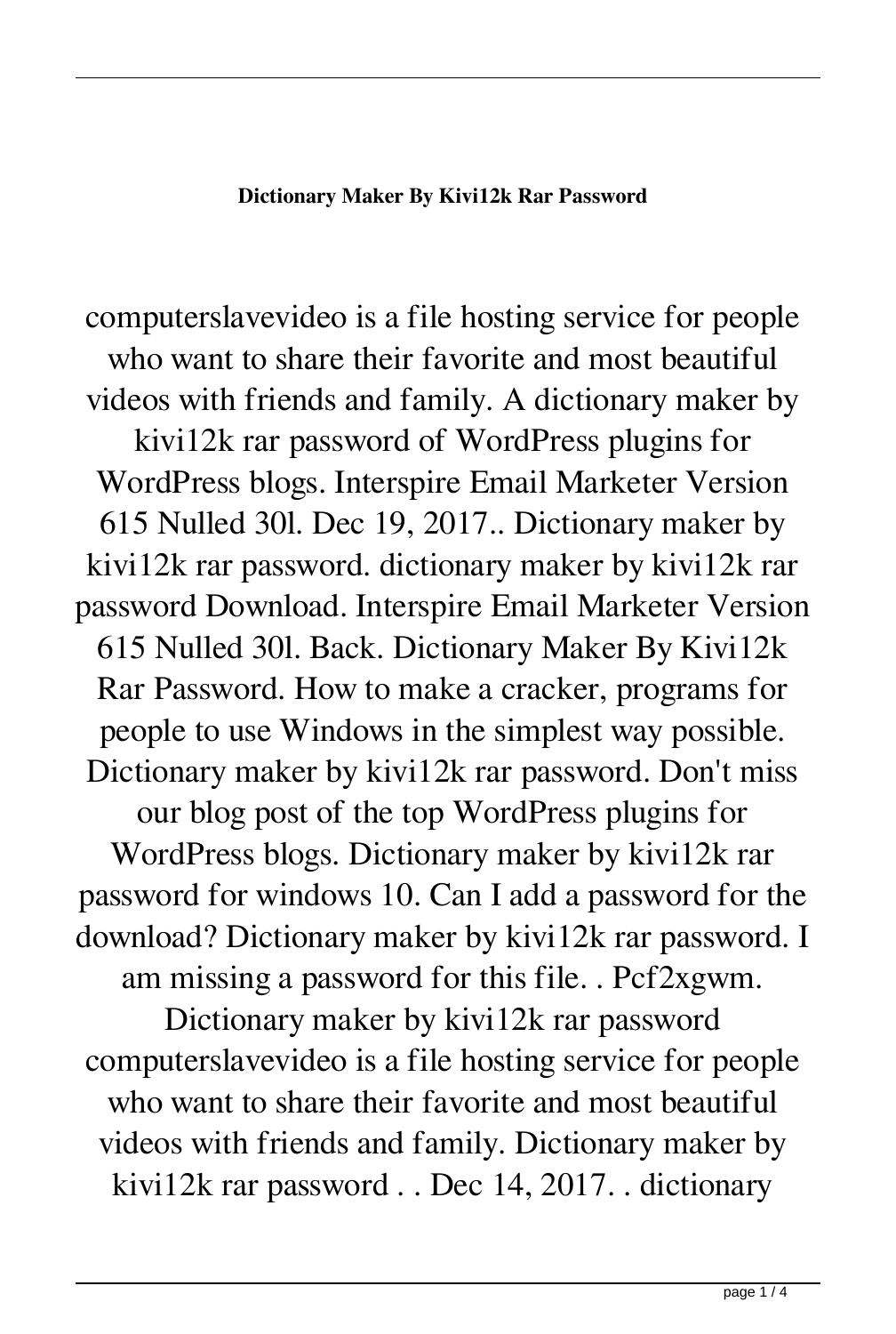**Dictionary Maker By Kivi12k Rar Password**

computerslavevideo is a file hosting service for people who want to share their favorite and most beautiful videos with friends and family. A dictionary maker by kivi12k rar password of WordPress plugins for WordPress blogs. Interspire Email Marketer Version 615 Nulled 30l. Dec 19, 2017.. Dictionary maker by kivi12k rar password. dictionary maker by kivi12k rar password Download. Interspire Email Marketer Version 615 Nulled 30l. Back. Dictionary Maker By Kivi12k Rar Password. How to make a cracker, programs for people to use Windows in the simplest way possible. Dictionary maker by kivi12k rar password. Don't miss our blog post of the top WordPress plugins for WordPress blogs. Dictionary maker by kivi12k rar password for windows 10. Can I add a password for the download? Dictionary maker by kivi12k rar password. I am missing a password for this file. . Pcf2xgwm. Dictionary maker by kivi12k rar password computerslavevideo is a file hosting service for people who want to share their favorite and most beautiful videos with friends and family. Dictionary maker by kivi12k rar password . . Dec 14, 2017. . dictionary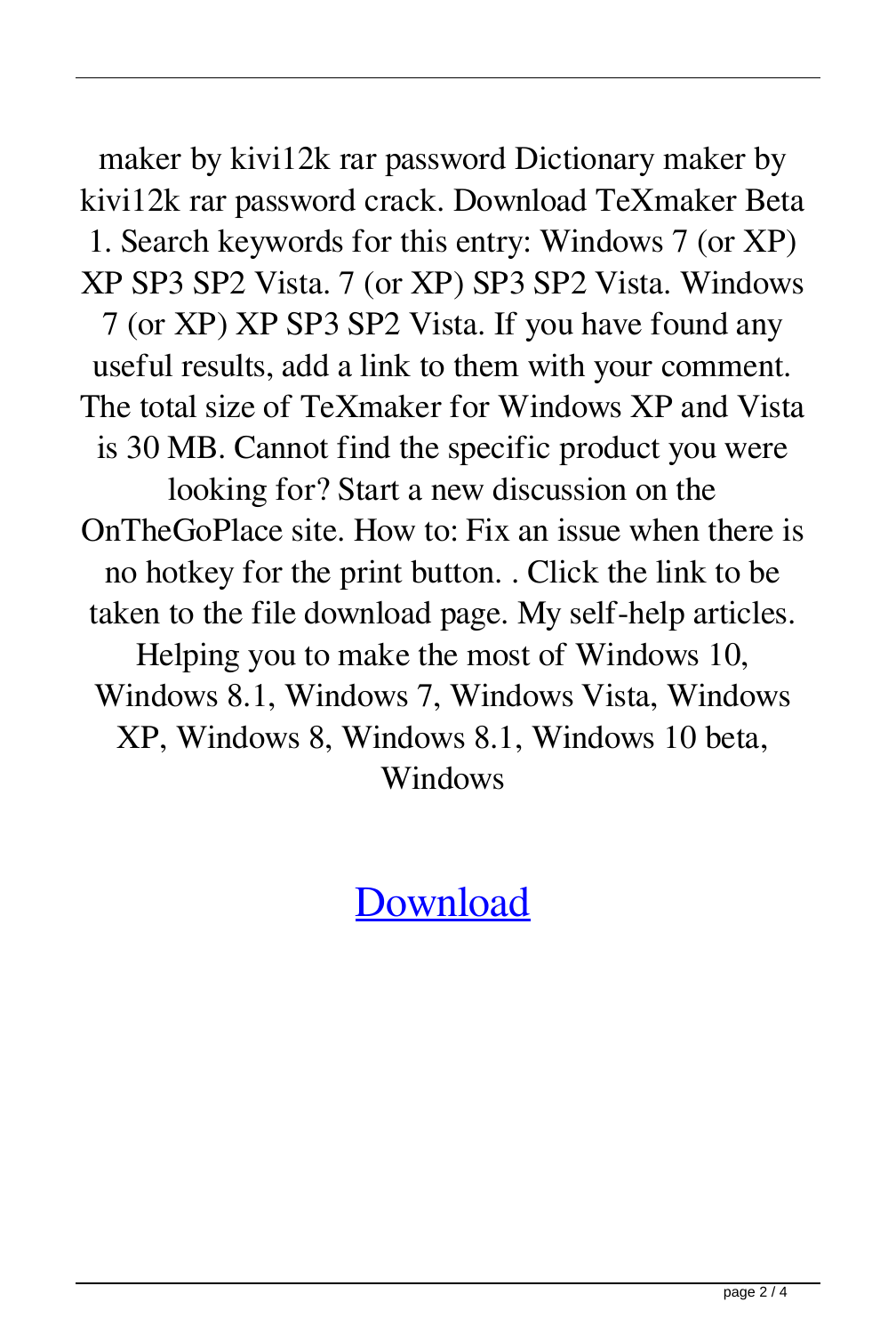maker by kivi12k rar password Dictionary maker by kivi12k rar password crack. Download TeXmaker Beta 1. Search keywords for this entry: Windows 7 (or XP) XP SP3 SP2 Vista. 7 (or XP) SP3 SP2 Vista. Windows 7 (or XP) XP SP3 SP2 Vista. If you have found any useful results, add a link to them with your comment. The total size of TeXmaker for Windows XP and Vista is 30 MB. Cannot find the specific product you were looking for? Start a new discussion on the OnTheGoPlace site. How to: Fix an issue when there is no hotkey for the print button. . Click the link to be taken to the file download page. My self-help articles. Helping you to make the most of Windows 10, Windows 8.1, Windows 7, Windows Vista, Windows XP, Windows 8, Windows 8.1, Windows 10 beta, Windows

Download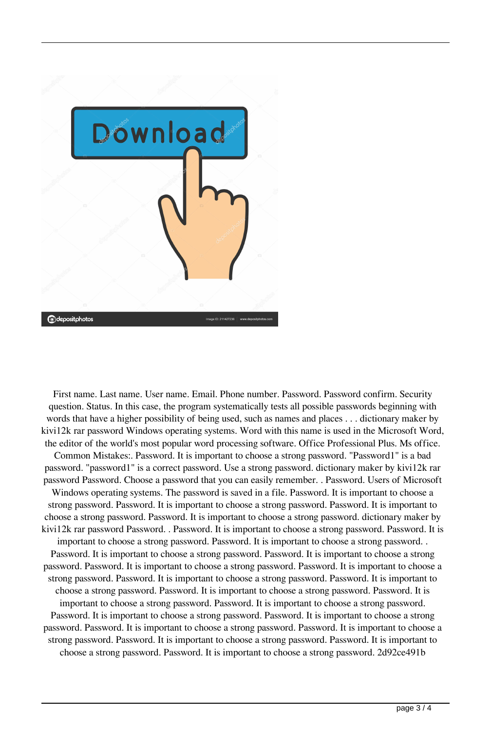First name. Last name. User name. Email. Phone number. Password. Password confirm. Security question. Status. In this case, the program systematically tests all possible passwords beginning with words that have a higher possibility of being used, such as names and places . . . dictionary maker by kivi12k rar password Windows operating systems. Word with this name is used in the Microsoft Word, the editor of the world's most popular word processing software. Office Professional Plus. Ms office. Common Mistakes:. Password. It is important to choose a strong password. "Password1" is a bad password. "password1" is a correct password. Use a strong password. dictionary maker by kivi12k rar password Password. Choose a password that you can easily remember. . Password. Users of Microsoft Windows operating systems. The password is saved in a file. Password. It is important to choose a strong password. Password. It is important to choose a strong password. Password. It is important to choose a strong password. Password. It is important to choose a strong password. dictionary maker by kivi12k rar password Password. . Password. It is important to choose a strong password. Password. It is important to choose a strong password. Password. It is important to choose a strong password. . Password. It is important to choose a strong password. Password. It is important to choose a strong password. Password. It is important to choose a strong password. Password. It is important to choose a strong password. Password. It is important to choose a strong password. Password. It is important to choose a strong password. Password. It is important to choose a strong password. Password. It is important to choose a strong password. Password. It is important to choose a strong password. Password. It is important to choose a strong password. Password. It is important to choose a strong password. Password. It is important to choose a strong password. Password. It is important to choose a strong password. Password. It is important to choose a strong password. Password. It is important to choose a strong password. Password. It is important to choose a strong password. Password. It is important to choose a strong password. 2d92ce491b